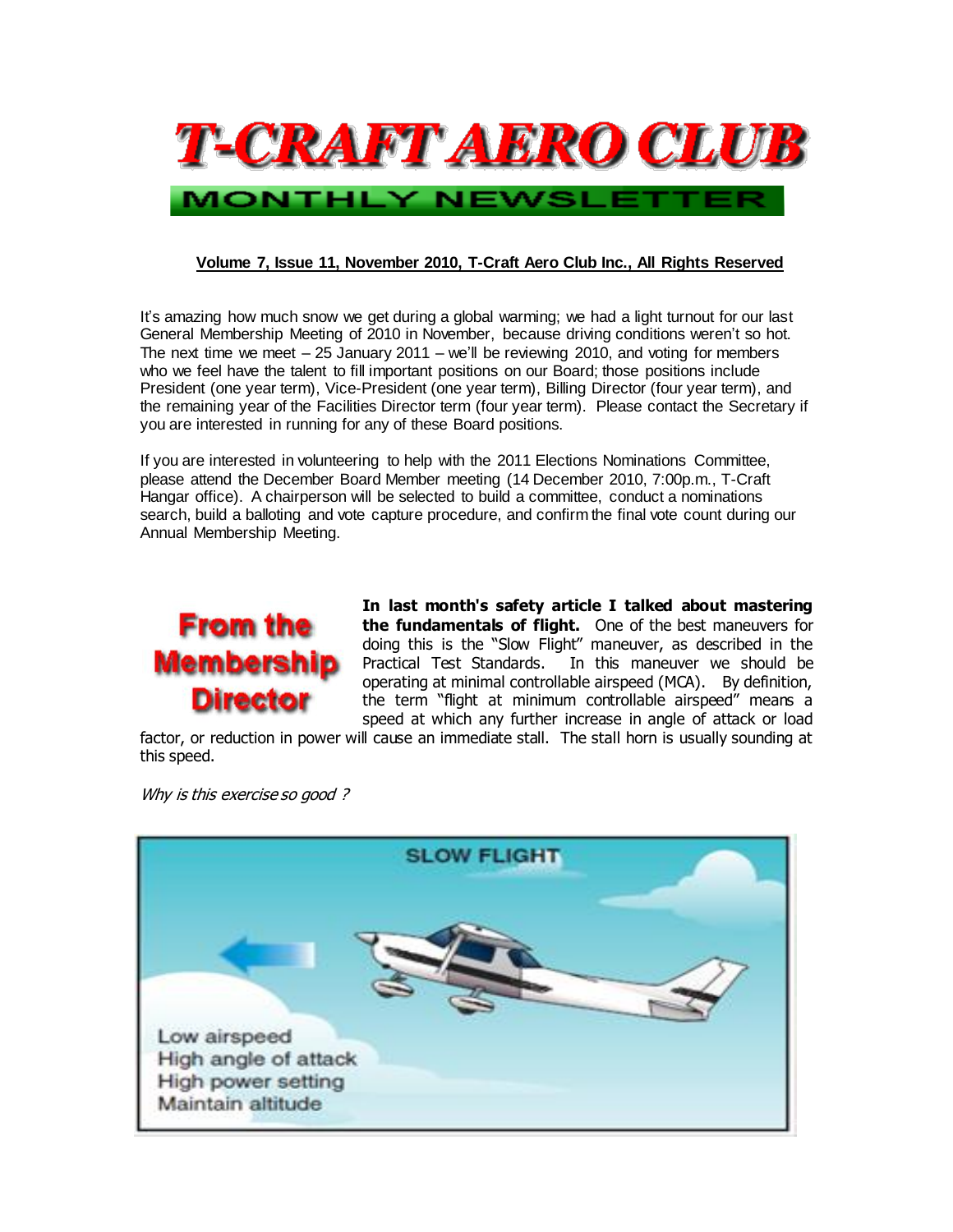# T-CRAFT AERO CLUB

## MONTHLY NEWSLETTER

**Volume 7, Issue 11, November 2010, T-Craft Aero Club Inc., All Rights Reserved**

It's amazing how much snow we get during a global warming; we had a light turnout for our last General Membership Meeting of 2010 in November, because driving conditions weren't so hot. The next time we meet – 25 January 2011 – we'll be reviewing 2010, and voting for members who we feel have the talent to fill important positions on our Board; those positions include President (one year term), Vice-President (one year term), Billing Director (four year term), and the remaining year of the Facilities Director term (four year term). Please contact the Secretary if you are interested in running for any of these Board positions.

If you are interested in volunteering to help with the 2011 Elections Nominations Committee, please attend the December Board Member meeting (14 December 2010, 7:00p.m., T-Craft Hangar office). A chairperson will be selected to build a committee, conduct a nominations search, build a balloting and vote capture procedure, and confirm the final vote count during our Annual Membership Meeting.

## From the Membership Director

**In last month's safety article I talked about mastering the fundamentals of flight.** One of the best maneuvers for doing this is the "Slow Flight" maneuver, as described in the Practical Test Standards. In this maneuver we should be operating at minimal controllable airspeed (MCA). By definition, the term "flight at minimum controllable airspeed" means a speed at which any further increase in angle of attack or load factor, or reduction in power will cause an immediate stall. The stall horn is usually sounding at this speed.

*Why is this exercise so good ?*

SLOW FLIGHT

Low airspeed
High angle of attack
High power setting
Maintain altitude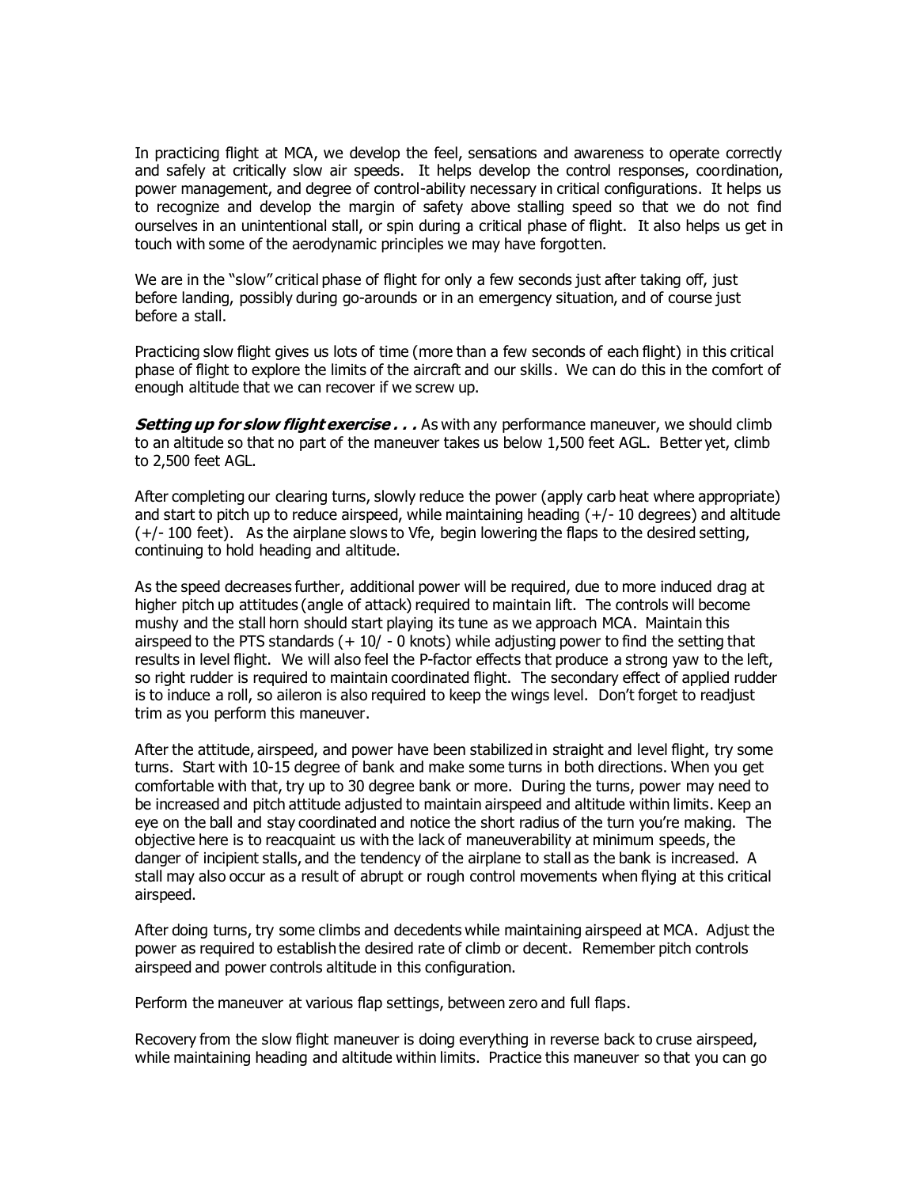In practicing flight at MCA, we develop the feel, sensations and awareness to operate correctly and safely at critically slow air speeds. It helps develop the control responses, coordination, power management, and degree of control-ability necessary in critical configurations. It helps us to recognize and develop the margin of safety above stalling speed so that we do not find ourselves in an unintentional stall, or spin during a critical phase of flight. It also helps us get in touch with some of the aerodynamic principles we may have forgotten.

We are in the "slow" critical phase of flight for only a few seconds just after taking off, just before landing, possibly during go-arounds or in an emergency situation, and of course just before a stall.

Practicing slow flight gives us lots of time (more than a few seconds of each flight) in this critical phase of flight to explore the limits of the aircraft and our skills. We can do this in the comfort of enough altitude that we can recover if we screw up.

***Setting up for slow flight exercise . . .*** As with any performance maneuver, we should climb to an altitude so that no part of the maneuver takes us below 1,500 feet AGL. Better yet, climb to 2,500 feet AGL.

After completing our clearing turns, slowly reduce the power (apply carb heat where appropriate) and start to pitch up to reduce airspeed, while maintaining heading (+/- 10 degrees) and altitude (+/- 100 feet). As the airplane slows to Vfe, begin lowering the flaps to the desired setting, continuing to hold heading and altitude.

As the speed decreases further, additional power will be required, due to more induced drag at higher pitch up attitudes (angle of attack) required to maintain lift. The controls will become mushy and the stall horn should start playing its tune as we approach MCA. Maintain this airspeed to the PTS standards (+ 10/ - 0 knots) while adjusting power to find the setting that results in level flight. We will also feel the P-factor effects that produce a strong yaw to the left, so right rudder is required to maintain coordinated flight. The secondary effect of applied rudder is to induce a roll, so aileron is also required to keep the wings level. Don't forget to readjust trim as you perform this maneuver.

After the attitude, airspeed, and power have been stabilized in straight and level flight, try some turns. Start with 10-15 degree of bank and make some turns in both directions. When you get comfortable with that, try up to 30 degree bank or more. During the turns, power may need to be increased and pitch attitude adjusted to maintain airspeed and altitude within limits. Keep an eye on the ball and stay coordinated and notice the short radius of the turn you're making. The objective here is to reacquaint us with the lack of maneuverability at minimum speeds, the danger of incipient stalls, and the tendency of the airplane to stall as the bank is increased. A stall may also occur as a result of abrupt or rough control movements when flying at this critical airspeed.

After doing turns, try some climbs and decedents while maintaining airspeed at MCA. Adjust the power as required to establish the desired rate of climb or decent. Remember pitch controls airspeed and power controls altitude in this configuration.

Perform the maneuver at various flap settings, between zero and full flaps.

Recovery from the slow flight maneuver is doing everything in reverse back to cruse airspeed, while maintaining heading and altitude within limits. Practice this maneuver so that you can go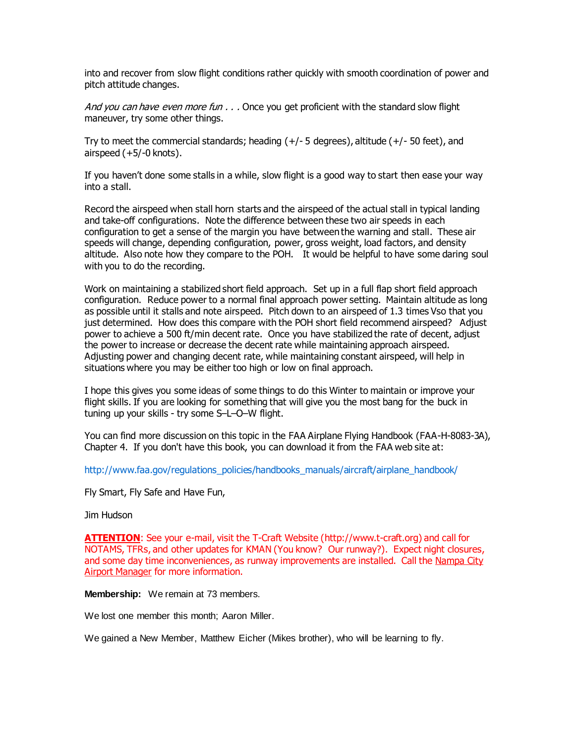into and recover from slow flight conditions rather quickly with smooth coordination of power and pitch attitude changes.

*And you can have even more fun . . .* Once you get proficient with the standard slow flight maneuver, try some other things.

Try to meet the commercial standards; heading (+/- 5 degrees), altitude (+/- 50 feet), and airspeed (+5/-0 knots).

If you haven't done some stalls in a while, slow flight is a good way to start then ease your way into a stall.

Record the airspeed when stall horn starts and the airspeed of the actual stall in typical landing and take-off configurations. Note the difference between these two air speeds in each configuration to get a sense of the margin you have between the warning and stall. These air speeds will change, depending configuration, power, gross weight, load factors, and density altitude. Also note how they compare to the POH. It would be helpful to have some daring soul with you to do the recording.

Work on maintaining a stabilized short field approach. Set up in a full flap short field approach configuration. Reduce power to a normal final approach power setting. Maintain altitude as long as possible until it stalls and note airspeed. Pitch down to an airspeed of 1.3 times Vso that you just determined. How does this compare with the POH short field recommend airspeed? Adjust power to achieve a 500 ft/min decent rate. Once you have stabilized the rate of decent, adjust the power to increase or decrease the decent rate while maintaining approach airspeed. Adjusting power and changing decent rate, while maintaining constant airspeed, will help in situations where you may be either too high or low on final approach.

I hope this gives you some ideas of some things to do this Winter to maintain or improve your flight skills. If you are looking for something that will give you the most bang for the buck in tuning up your skills - try some S–L–O–W flight.

You can find more discussion on this topic in the FAA Airplane Flying Handbook (FAA-H-8083-3A), Chapter 4. If you don't have this book, you can download it from the FAA web site at:

http://www.faa.gov/regulations_policies/handbooks_manuals/aircraft/airplane_handbook/

Fly Smart, Fly Safe and Have Fun,

Jim Hudson

**ATTENTION**: See your e-mail, visit the T-Craft Website (http://www.t-craft.org) and call for NOTAMS, TFRs, and other updates for KMAN (You know? Our runway?). Expect night closures, and some day time inconveniences, as runway improvements are installed. Call the Nampa City Airport Manager for more information.

**Membership:** We remain at 73 members.

We lost one member this month; Aaron Miller.

We gained a New Member, Matthew Eicher (Mikes brother), who will be learning to fly.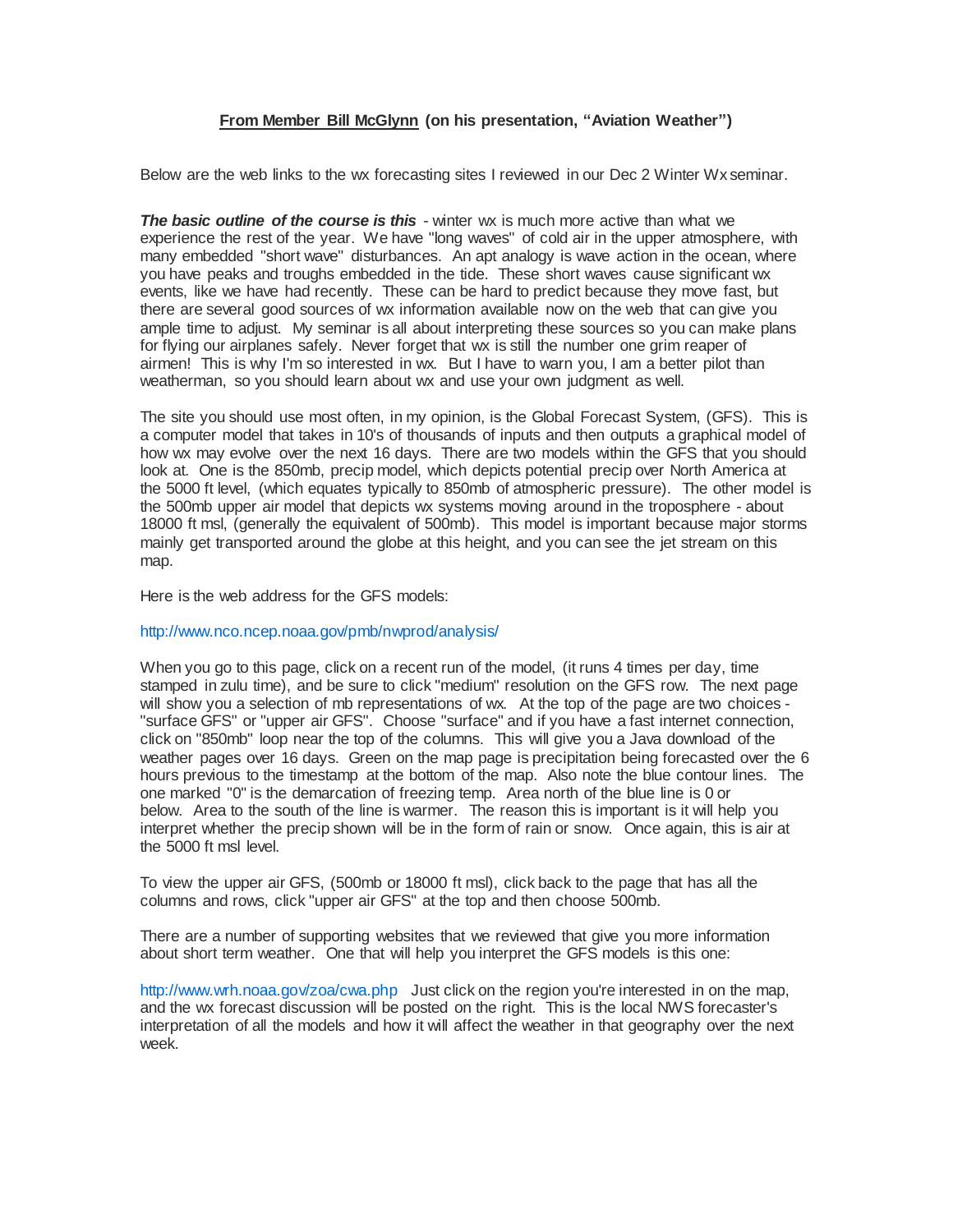**<u>From Member Bill McGlynn</u> (on his presentation, "Aviation Weather")**

Below are the web links to the wx forecasting sites I reviewed in our Dec 2 Winter Wx seminar.

***The basic outline of the course is this*** - winter wx is much more active than what we experience the rest of the year. We have "long waves" of cold air in the upper atmosphere, with many embedded "short wave" disturbances. An apt analogy is wave action in the ocean, where you have peaks and troughs embedded in the tide. These short waves cause significant wx events, like we have had recently. These can be hard to predict because they move fast, but there are several good sources of wx information available now on the web that can give you ample time to adjust. My seminar is all about interpreting these sources so you can make plans for flying our airplanes safely. Never forget that wx is still the number one grim reaper of airmen! This is why I'm so interested in wx. But I have to warn you, I am a better pilot than weatherman, so you should learn about wx and use your own judgment as well.

The site you should use most often, in my opinion, is the Global Forecast System, (GFS). This is a computer model that takes in 10's of thousands of inputs and then outputs a graphical model of how wx may evolve over the next 16 days. There are two models within the GFS that you should look at. One is the 850mb, precip model, which depicts potential precip over North America at the 5000 ft level, (which equates typically to 850mb of atmospheric pressure). The other model is the 500mb upper air model that depicts wx systems moving around in the troposphere - about 18000 ft msl, (generally the equivalent of 500mb). This model is important because major storms mainly get transported around the globe at this height, and you can see the jet stream on this map.

Here is the web address for the GFS models:

http://www.nco.ncep.noaa.gov/pmb/nwprod/analysis/

When you go to this page, click on a recent run of the model, (it runs 4 times per day, time stamped in zulu time), and be sure to click "medium" resolution on the GFS row. The next page will show you a selection of mb representations of wx. At the top of the page are two choices - "surface GFS" or "upper air GFS". Choose "surface" and if you have a fast internet connection, click on "850mb" loop near the top of the columns. This will give you a Java download of the weather pages over 16 days. Green on the map page is precipitation being forecasted over the 6 hours previous to the timestamp at the bottom of the map. Also note the blue contour lines. The one marked "0" is the demarcation of freezing temp. Area north of the blue line is 0 or below. Area to the south of the line is warmer. The reason this is important is it will help you interpret whether the precip shown will be in the form of rain or snow. Once again, this is air at the 5000 ft msl level.

To view the upper air GFS, (500mb or 18000 ft msl), click back to the page that has all the columns and rows, click "upper air GFS" at the top and then choose 500mb.

There are a number of supporting websites that we reviewed that give you more information about short term weather. One that will help you interpret the GFS models is this one:

http://www.wrh.noaa.gov/zoa/cwa.php Just click on the region you're interested in on the map, and the wx forecast discussion will be posted on the right. This is the local NWS forecaster's interpretation of all the models and how it will affect the weather in that geography over the next week.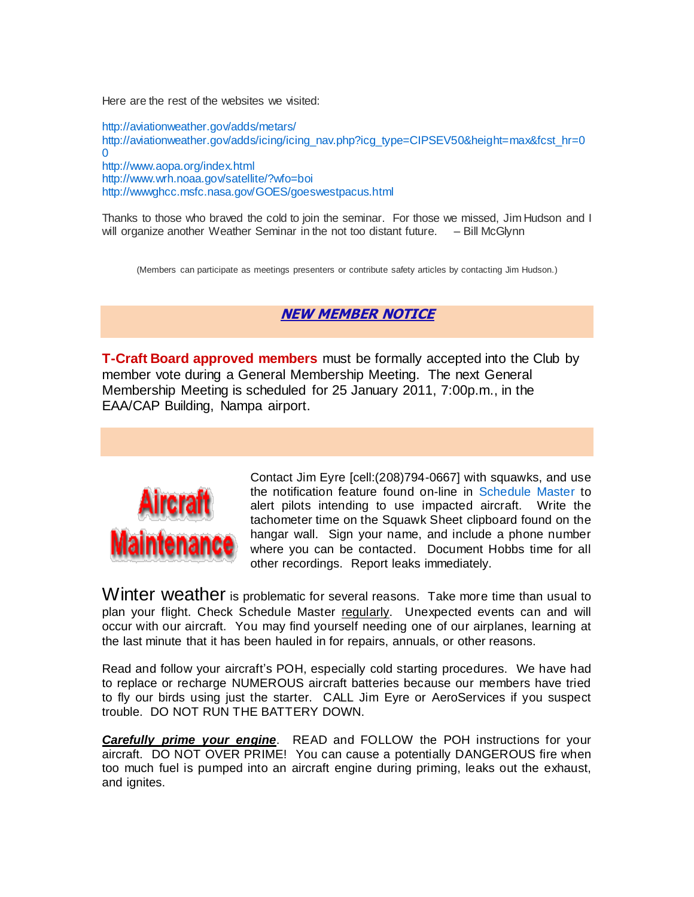Here are the rest of the websites we visited:

http://aviationweather.gov/adds/metars/
http://aviationweather.gov/adds/icing/icing_nav.php?icg_type=CIPSEV50&height=max&fcst_hr=00
http://www.aopa.org/index.html
http://www.wrh.noaa.gov/satellite/?wfo=boi
http://wwwghcc.msfc.nasa.gov/GOES/goeswestpacus.html

Thanks to those who braved the cold to join the seminar. For those we missed, Jim Hudson and I will organize another Weather Seminar in the not too distant future. – Bill McGlynn

(Members can participate as meetings presenters or contribute safety articles by contacting Jim Hudson.)

## ***NEW MEMBER NOTICE***

**T-Craft Board approved members** must be formally accepted into the Club by member vote during a General Membership Meeting. The next General Membership Meeting is scheduled for 25 January 2011, 7:00p.m., in the EAA/CAP Building, Nampa airport.

## Aircraft Maintenance

Contact Jim Eyre [cell:(208)794-0667] with squawks, and use the notification feature found on-line in Schedule Master to alert pilots intending to use impacted aircraft. Write the tachometer time on the Squawk Sheet clipboard found on the hangar wall. Sign your name, and include a phone number where you can be contacted. Document Hobbs time for all other recordings. Report leaks immediately.

Winter weather is problematic for several reasons. Take more time than usual to plan your flight. Check Schedule Master regularly. Unexpected events can and will occur with our aircraft. You may find yourself needing one of our airplanes, learning at the last minute that it has been hauled in for repairs, annuals, or other reasons.

Read and follow your aircraft's POH, especially cold starting procedures. We have had to replace or recharge NUMEROUS aircraft batteries because our members have tried to fly our birds using just the starter. CALL Jim Eyre or AeroServices if you suspect trouble. DO NOT RUN THE BATTERY DOWN.

***Carefully prime your engine***. READ and FOLLOW the POH instructions for your aircraft. DO NOT OVER PRIME! You can cause a potentially DANGEROUS fire when too much fuel is pumped into an aircraft engine during priming, leaks out the exhaust, and ignites.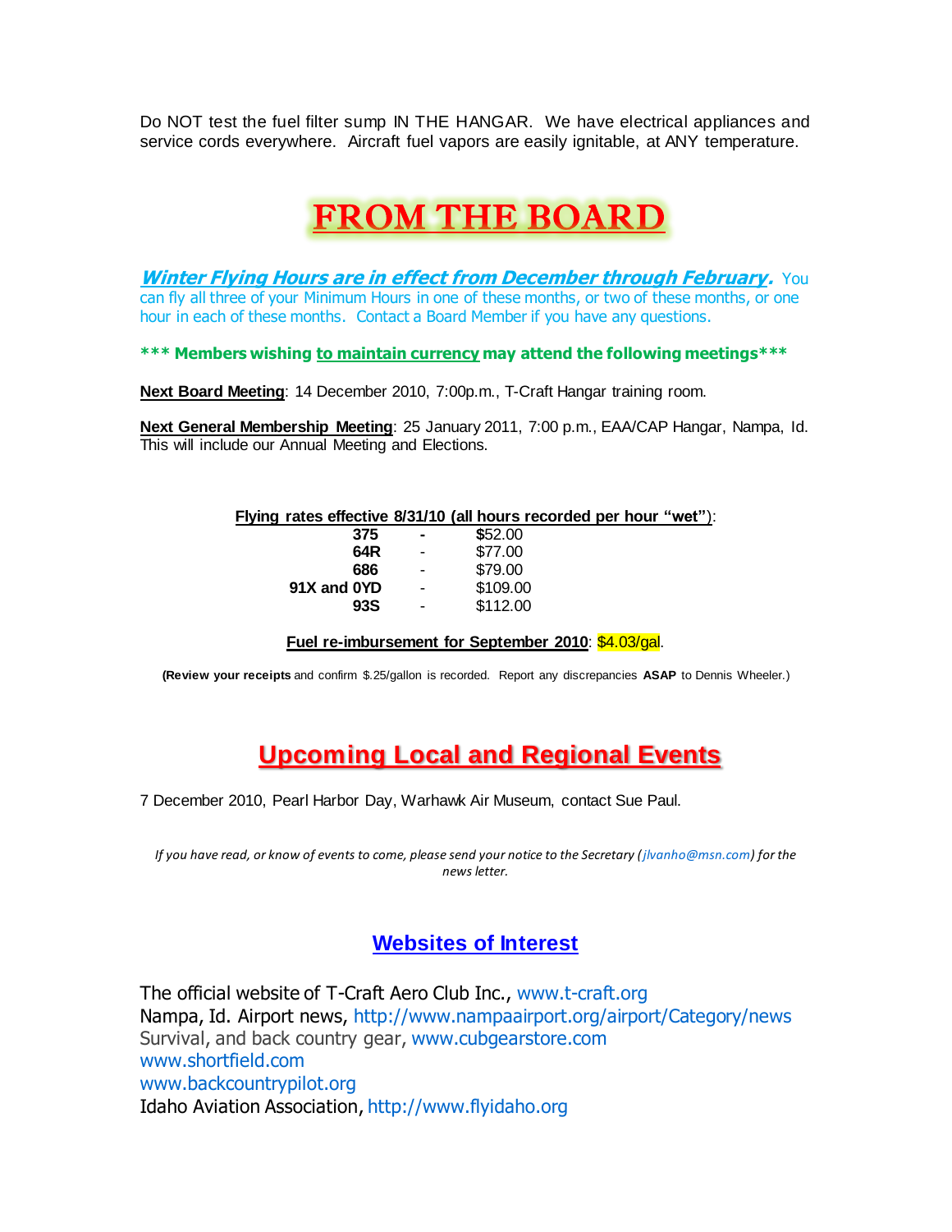Do NOT test the fuel filter sump IN THE HANGAR. We have electrical appliances and service cords everywhere. Aircraft fuel vapors are easily ignitable, at ANY temperature.

# FROM THE BOARD

***Winter Flying Hours are in effect from December through February.*** You can fly all three of your Minimum Hours in one of these months, or two of these months, or one hour in each of these months. Contact a Board Member if you have any questions.

**\*\*\* Members wishing to maintain currency may attend the following meetings\*\*\***

**Next Board Meeting**: 14 December 2010, 7:00p.m., T-Craft Hangar training room.

**Next General Membership Meeting**: 25 January 2011, 7:00 p.m., EAA/CAP Hangar, Nampa, Id. This will include our Annual Meeting and Elections.

**Flying rates effective 8/31/10 (all hours recorded per hour "wet")**:

| Aircraft | | Rate |
|---|---|---|
| **375** | - | $52.00 |
| **64R** | - | $77.00 |
| **686** | - | $79.00 |
| **91X and 0YD** | - | $109.00 |
| **93S** | - | $112.00 |

**Fuel re-imbursement for September 2010**: $4.03/gal.

(**Review your receipts** and confirm $.25/gallon is recorded. Report any discrepancies **ASAP** to Dennis Wheeler.)

# Upcoming Local and Regional Events

7 December 2010, Pearl Harbor Day, Warhawk Air Museum, contact Sue Paul.

*If you have read, or know of events to come, please send your notice to the Secretary (jlvanho@msn.com) for the news letter.*

## Websites of Interest

The official website of T-Craft Aero Club Inc., www.t-craft.org
Nampa, Id. Airport news, http://www.nampaairport.org/airport/Category/news
Survival, and back country gear, www.cubgearstore.com
www.shortfield.com
www.backcountrypilot.org
Idaho Aviation Association, http://www.flyidaho.org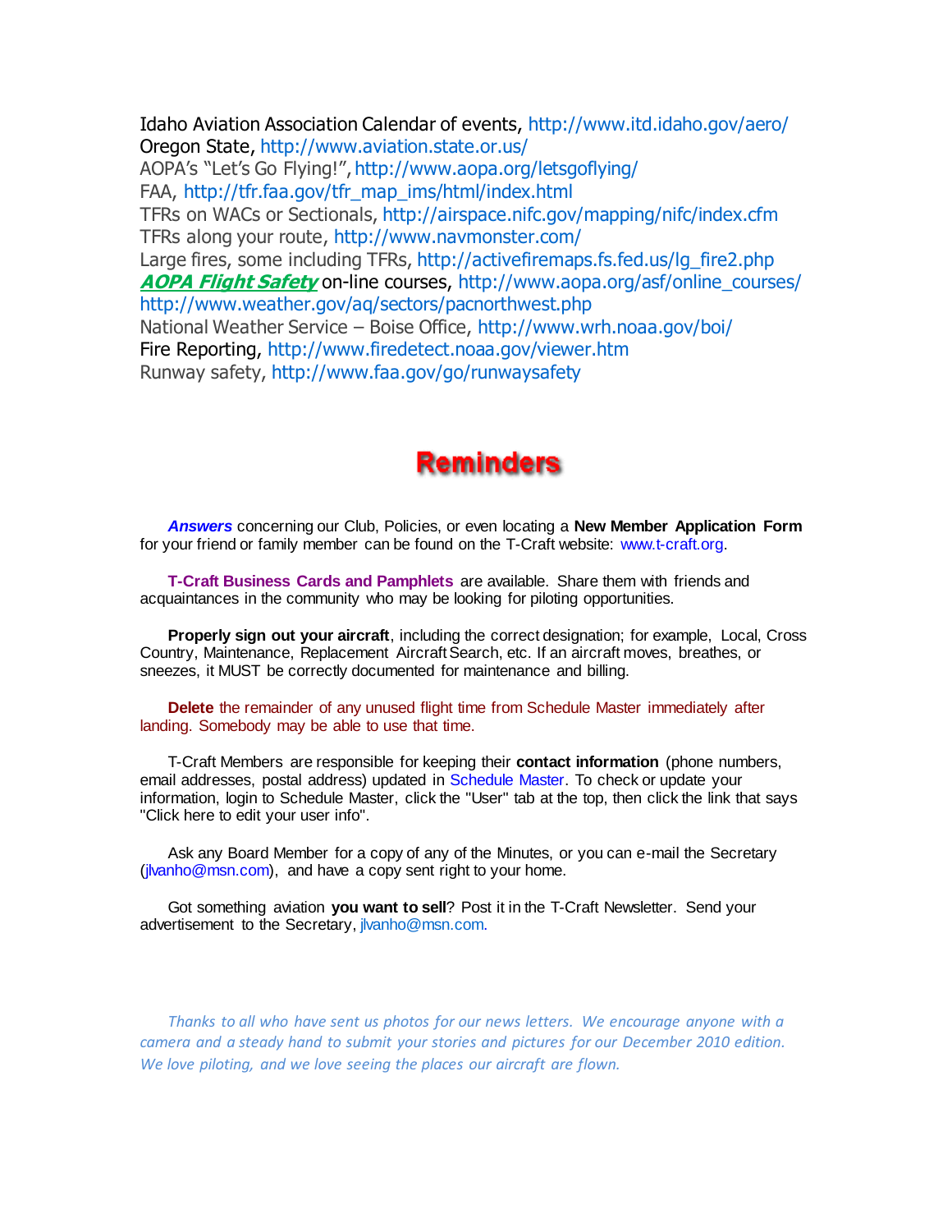Idaho Aviation Association Calendar of events, http://www.itd.idaho.gov/aero/
Oregon State, http://www.aviation.state.or.us/
AOPA's "Let's Go Flying!", http://www.aopa.org/letsgoflying/
FAA, http://tfr.faa.gov/tfr_map_ims/html/index.html
TFRs on WACs or Sectionals, http://airspace.nifc.gov/mapping/nifc/index.cfm
TFRs along your route, http://www.navmonster.com/
Large fires, some including TFRs, http://activefiremaps.fs.fed.us/lg_fire2.php
***AOPA Flight Safety*** on-line courses, http://www.aopa.org/asf/online_courses/
http://www.weather.gov/aq/sectors/pacnorthwest.php
National Weather Service – Boise Office, http://www.wrh.noaa.gov/boi/
Fire Reporting, http://www.firedetect.noaa.gov/viewer.htm
Runway safety, http://www.faa.gov/go/runwaysafety

# Reminders

***Answers*** concerning our Club, Policies, or even locating a **New Member Application Form** for your friend or family member can be found on the T-Craft website: www.t-craft.org.

**T-Craft Business Cards and Pamphlets** are available. Share them with friends and acquaintances in the community who may be looking for piloting opportunities.

**Properly sign out your aircraft**, including the correct designation; for example, Local, Cross Country, Maintenance, Replacement Aircraft Search, etc. If an aircraft moves, breathes, or sneezes, it MUST be correctly documented for maintenance and billing.

**Delete** the remainder of any unused flight time from Schedule Master immediately after landing. Somebody may be able to use that time.

T-Craft Members are responsible for keeping their **contact information** (phone numbers, email addresses, postal address) updated in Schedule Master. To check or update your information, login to Schedule Master, click the "User" tab at the top, then click the link that says "Click here to edit your user info".

Ask any Board Member for a copy of any of the Minutes, or you can e-mail the Secretary (jlvanho@msn.com), and have a copy sent right to your home.

Got something aviation **you want to sell**? Post it in the T-Craft Newsletter. Send your advertisement to the Secretary, jlvanho@msn.com.

*Thanks to all who have sent us photos for our news letters. We encourage anyone with a camera and a steady hand to submit your stories and pictures for our December 2010 edition. We love piloting, and we love seeing the places our aircraft are flown.*